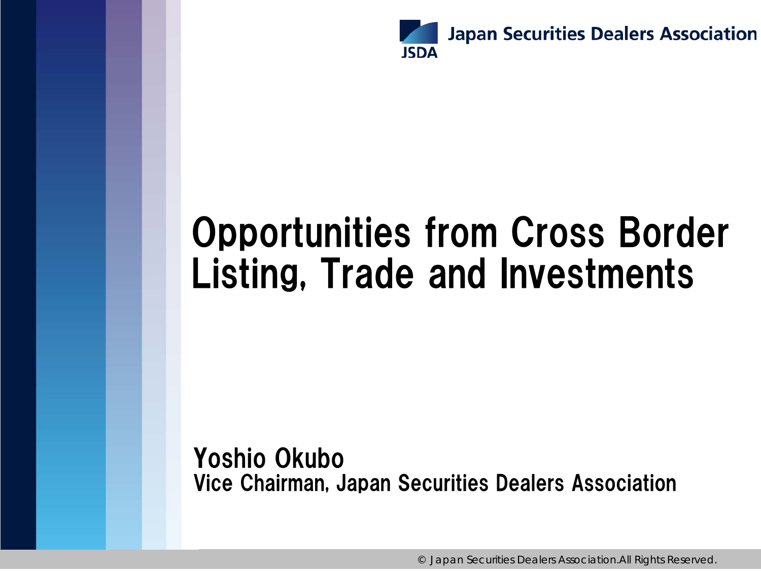Japan Securities Dealers Association

# Opportunities from Cross Border Listing, Trade and Investments

**Yoshio Okubo**
**Vice Chairman, Japan Securities Dealers Association**

© Japan Securities Dealers Association.All Rights Reserved.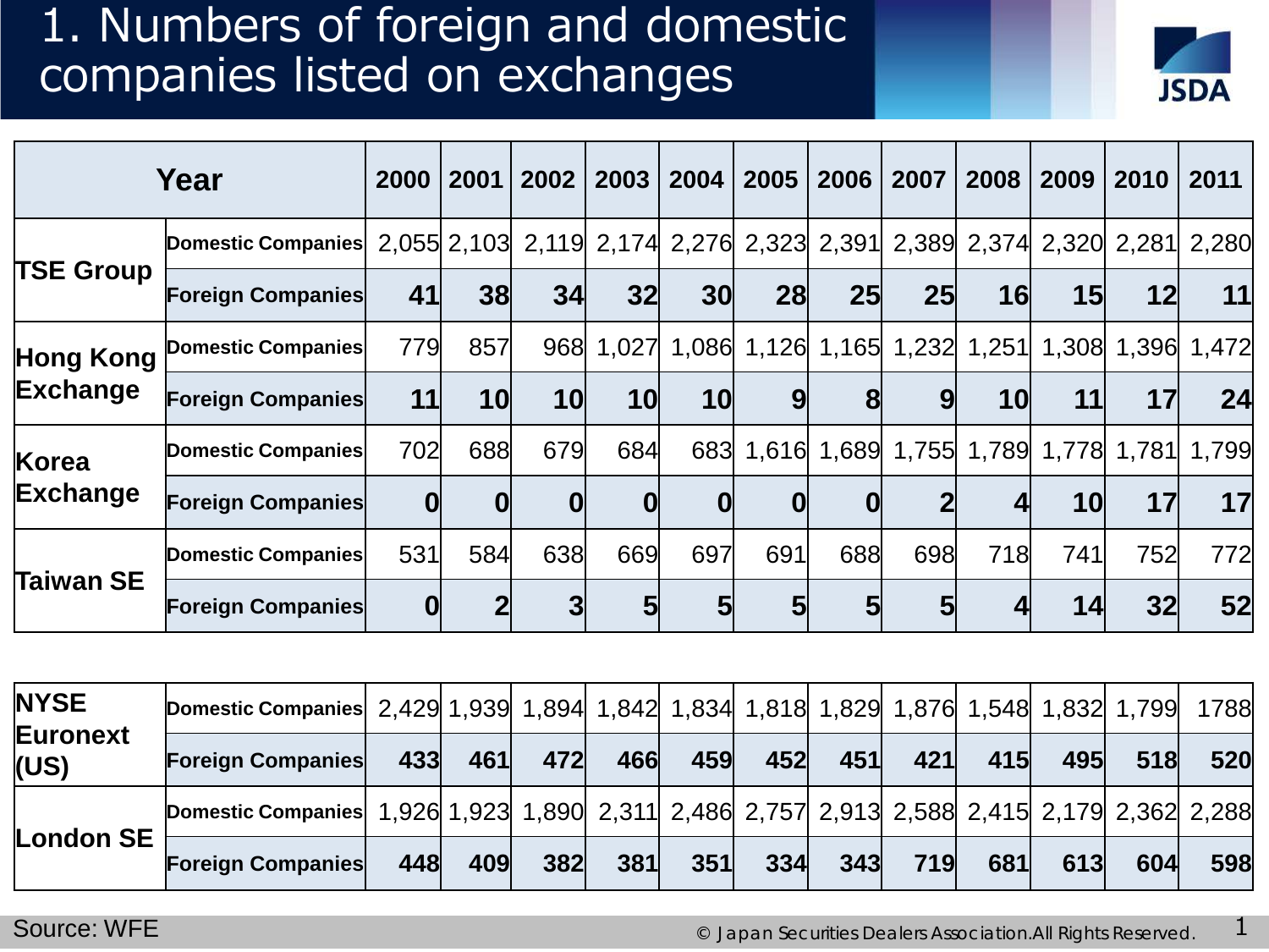# 1. Numbers of foreign and domestic companies listed on exchanges

| Year | | 2000 | 2001 | 2002 | 2003 | 2004 | 2005 | 2006 | 2007 | 2008 | 2009 | 2010 | 2011 |
|---|---|---|---|---|---|---|---|---|---|---|---|---|---|
| TSE Group | Domestic Companies | 2,055 | 2,103 | 2,119 | 2,174 | 2,276 | 2,323 | 2,391 | 2,389 | 2,374 | 2,320 | 2,281 | 2,280 |
| | Foreign Companies | **41** | **38** | **34** | **32** | **30** | **28** | **25** | **25** | **16** | **15** | **12** | **11** |
| Hong Kong Exchange | Domestic Companies | 779 | 857 | 968 | 1,027 | 1,086 | 1,126 | 1,165 | 1,232 | 1,251 | 1,308 | 1,396 | 1,472 |
| | Foreign Companies | **11** | **10** | **10** | **10** | **10** | **9** | **8** | **9** | **10** | **11** | **17** | **24** |
| Korea Exchange | Domestic Companies | 702 | 688 | 679 | 684 | 683 | 1,616 | 1,689 | 1,755 | 1,789 | 1,778 | 1,781 | 1,799 |
| | Foreign Companies | **0** | **0** | **0** | **0** | **0** | **0** | **0** | **2** | **4** | **10** | **17** | **17** |
| Taiwan SE | Domestic Companies | 531 | 584 | 638 | 669 | 697 | 691 | 688 | 698 | 718 | 741 | 752 | 772 |
| | Foreign Companies | **0** | **2** | **3** | **5** | **5** | **5** | **5** | **5** | **4** | **14** | **32** | **52** |
| NYSE Euronext (US) | Domestic Companies | 2,429 | 1,939 | 1,894 | 1,842 | 1,834 | 1,818 | 1,829 | 1,876 | 1,548 | 1,832 | 1,799 | 1788 |
| | Foreign Companies | **433** | **461** | **472** | **466** | **459** | **452** | **451** | **421** | **415** | **495** | **518** | **520** |
| London SE | Domestic Companies | 1,926 | 1,923 | 1,890 | 2,311 | 2,486 | 2,757 | 2,913 | 2,588 | 2,415 | 2,179 | 2,362 | 2,288 |
| | Foreign Companies | **448** | **409** | **382** | **381** | **351** | **334** | **343** | **719** | **681** | **613** | **604** | **598** |

Source: WFE

© Japan Securities Dealers Association.All Rights Reserved.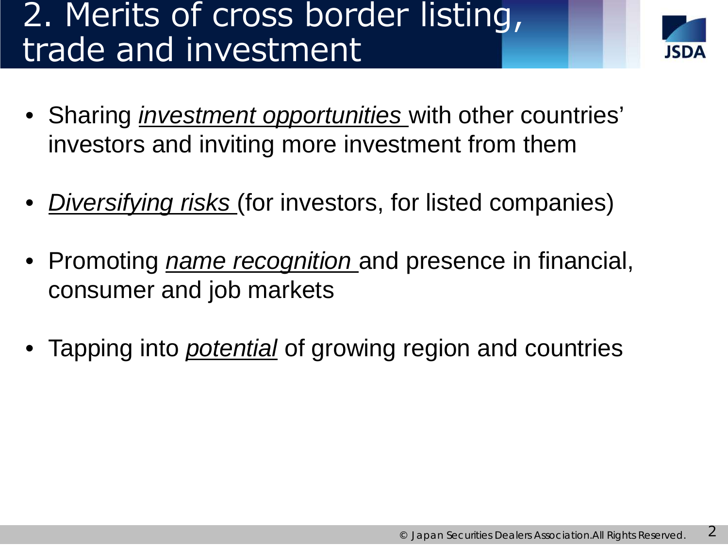# 2. Merits of cross border listing, trade and investment

- Sharing <u>*investment opportunities*</u> with other countries' investors and inviting more investment from them
- <u>*Diversifying risks*</u> (for investors, for listed companies)
- Promoting <u>*name recognition*</u> and presence in financial, consumer and job markets
- Tapping into <u>*potential*</u> of growing region and countries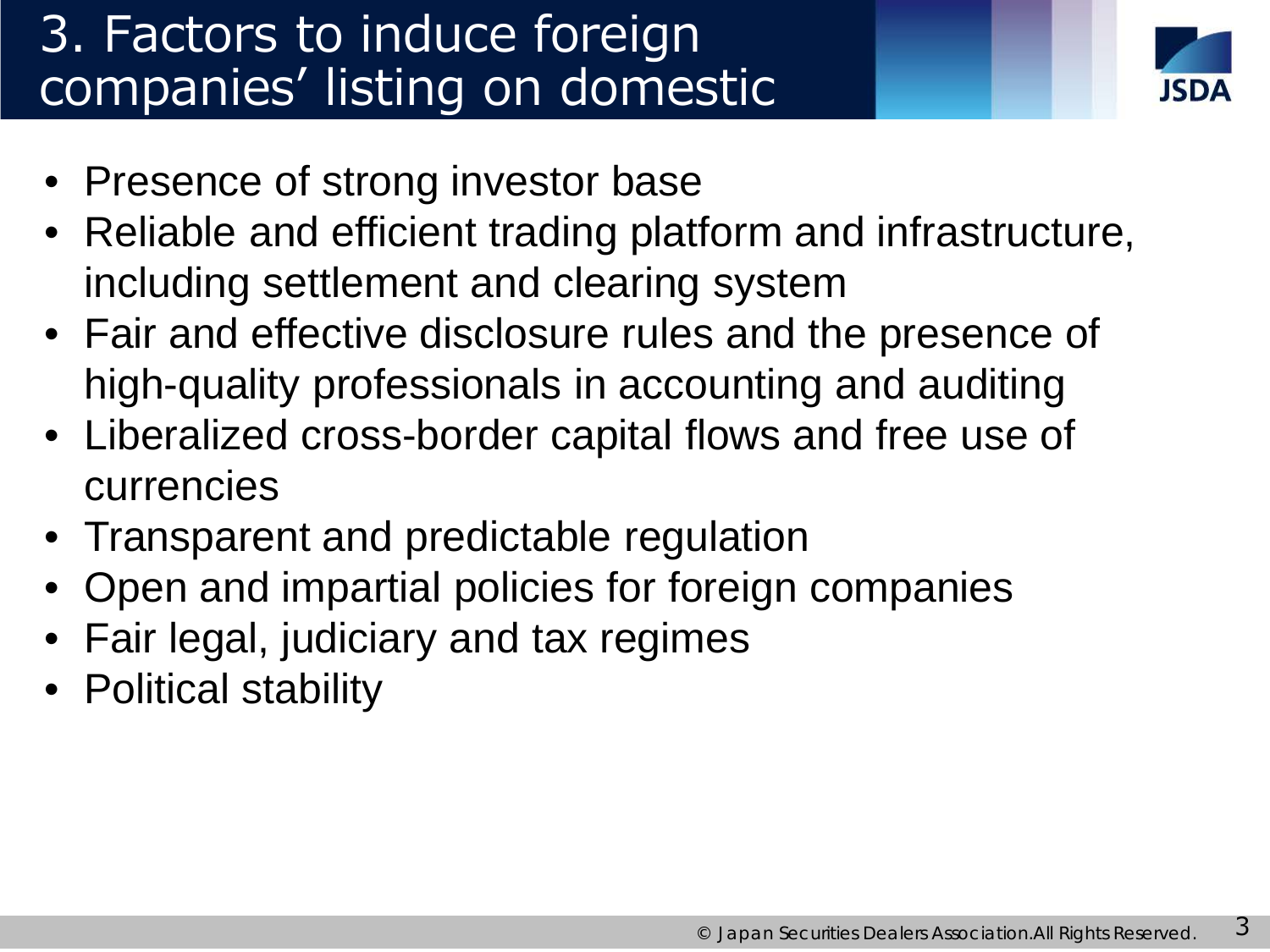# 3. Factors to induce foreign companies' listing on domestic

- Presence of strong investor base
- Reliable and efficient trading platform and infrastructure, including settlement and clearing system
- Fair and effective disclosure rules and the presence of high-quality professionals in accounting and auditing
- Liberalized cross-border capital flows and free use of currencies
- Transparent and predictable regulation
- Open and impartial policies for foreign companies
- Fair legal, judiciary and tax regimes
- Political stability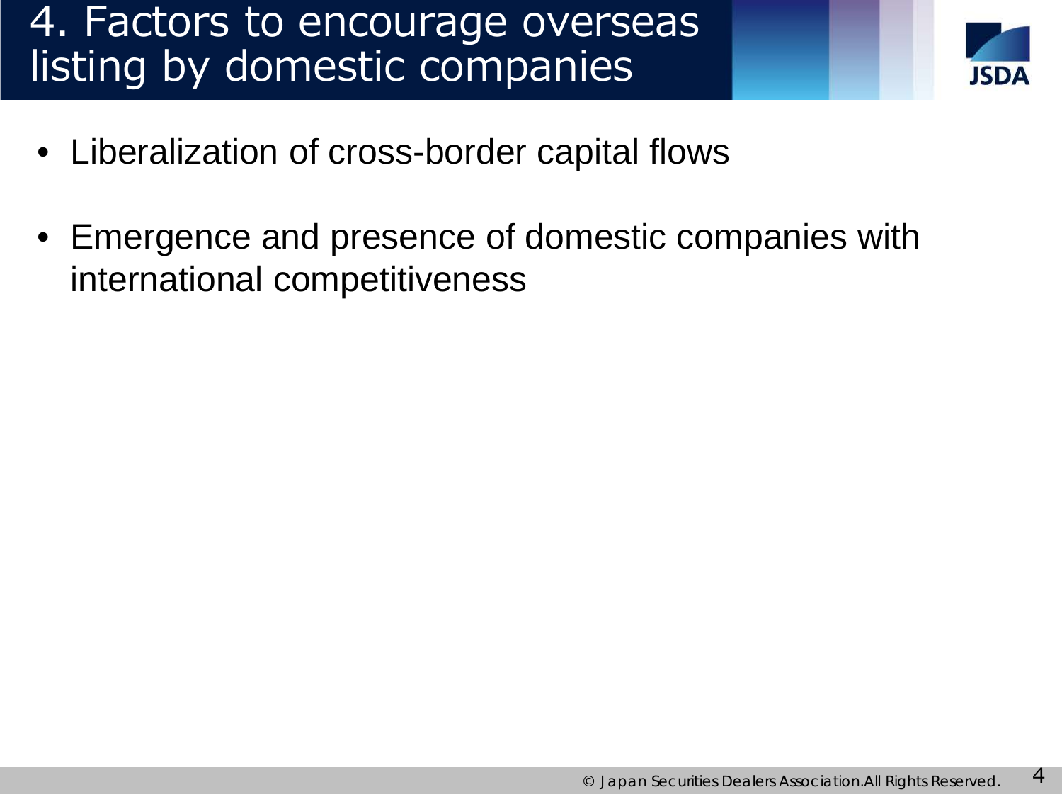# 4. Factors to encourage overseas listing by domestic companies

- Liberalization of cross-border capital flows
- Emergence and presence of domestic companies with international competitiveness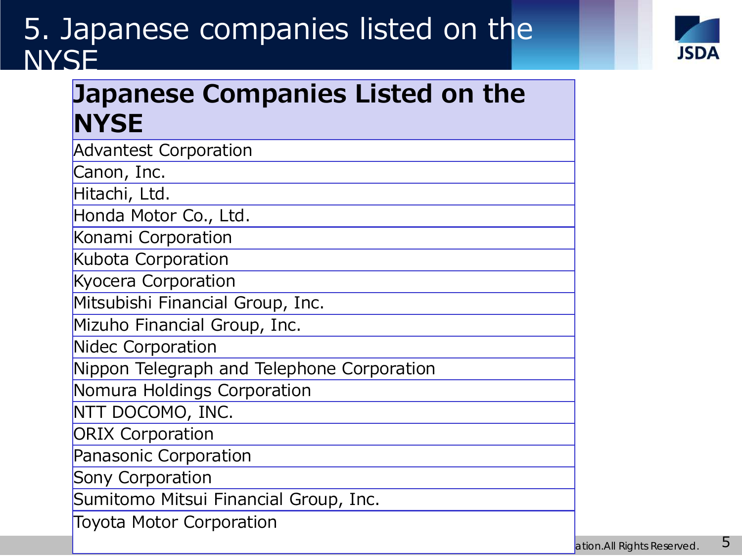# 5. Japanese companies listed on the NYSE

| Japanese Companies Listed on the NYSE |
|---|
| Advantest Corporation |
| Canon, Inc. |
| Hitachi, Ltd. |
| Honda Motor Co., Ltd. |
| Konami Corporation |
| Kubota Corporation |
| Kyocera Corporation |
| Mitsubishi Financial Group, Inc. |
| Mizuho Financial Group, Inc. |
| Nidec Corporation |
| Nippon Telegraph and Telephone Corporation |
| Nomura Holdings Corporation |
| NTT DOCOMO, INC. |
| ORIX Corporation |
| Panasonic Corporation |
| Sony Corporation |
| Sumitomo Mitsui Financial Group, Inc. |
| Toyota Motor Corporation |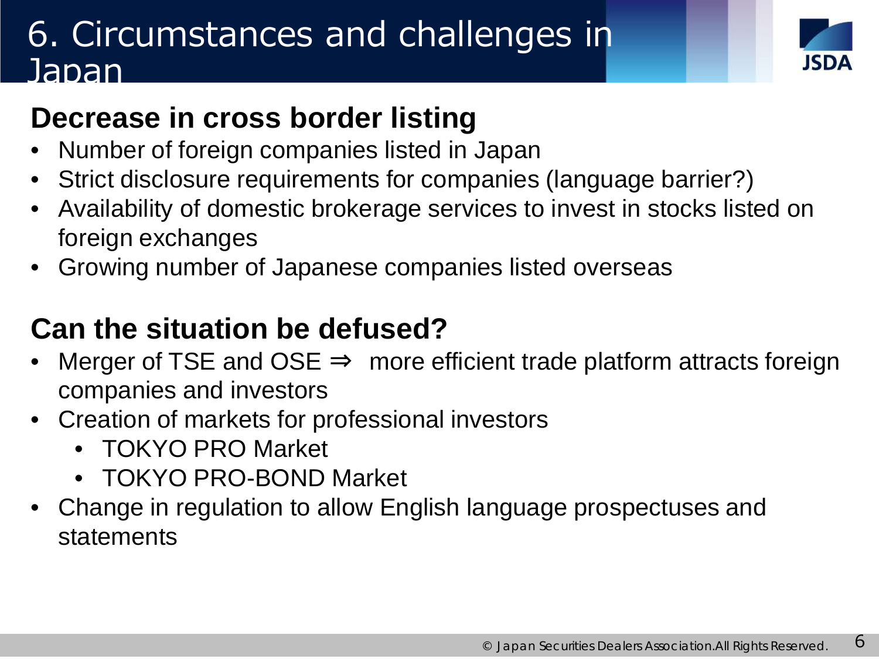# 6. Circumstances and challenges in Japan

## Decrease in cross border listing

- Number of foreign companies listed in Japan
- Strict disclosure requirements for companies (language barrier?)
- Availability of domestic brokerage services to invest in stocks listed on foreign exchanges
- Growing number of Japanese companies listed overseas

## Can the situation be defused?

- Merger of TSE and OSE ⇒ more efficient trade platform attracts foreign companies and investors
- Creation of markets for professional investors
  - TOKYO PRO Market
  - TOKYO PRO-BOND Market
- Change in regulation to allow English language prospectuses and statements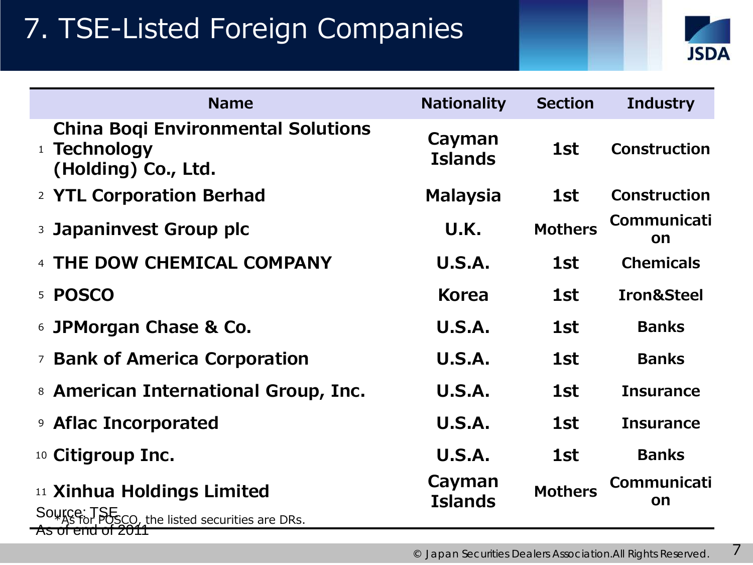# 7. TSE-Listed Foreign Companies

| | Name | Nationality | Section | Industry |
|---|---|---|---|---|
| 1 | China Boqi Environmental Solutions Technology (Holding) Co., Ltd. | Cayman Islands | 1st | Construction |
| 2 | YTL Corporation Berhad | Malaysia | 1st | Construction |
| 3 | Japaninvest Group plc | U.K. | Mothers | Communication |
| 4 | THE DOW CHEMICAL COMPANY | U.S.A. | 1st | Chemicals |
| 5 | POSCO | Korea | 1st | Iron&Steel |
| 6 | JPMorgan Chase & Co. | U.S.A. | 1st | Banks |
| 7 | Bank of America Corporation | U.S.A. | 1st | Banks |
| 8 | American International Group, Inc. | U.S.A. | 1st | Insurance |
| 9 | Aflac Incorporated | U.S.A. | 1st | Insurance |
| 10 | Citigroup Inc. | U.S.A. | 1st | Banks |
| 11 | Xinhua Holdings Limited | Cayman Islands | Mothers | Communication |

*As for POSCO, the listed securities are DRs.

Source: TSE

As of end of 2011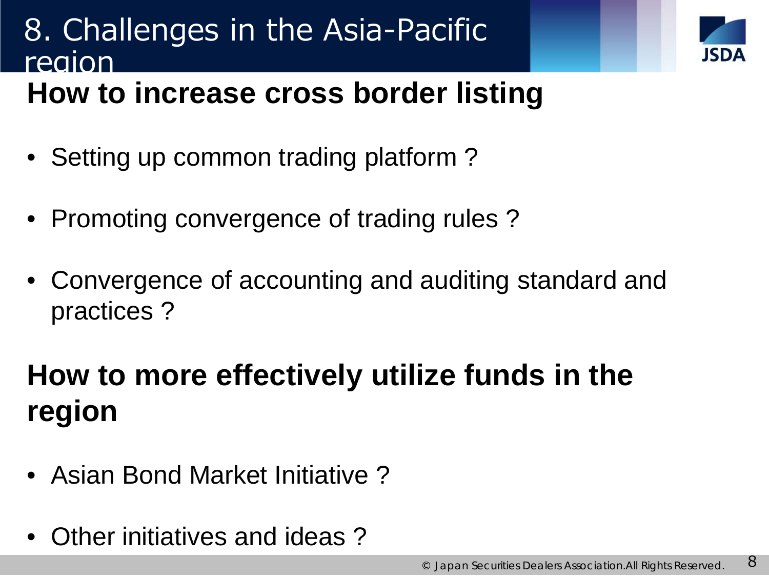# 8. Challenges in the Asia-Pacific region

## How to increase cross border listing

- Setting up common trading platform ?
- Promoting convergence of trading rules ?
- Convergence of accounting and auditing standard and practices ?

## How to more effectively utilize funds in the region

- Asian Bond Market Initiative ?
- Other initiatives and ideas ?